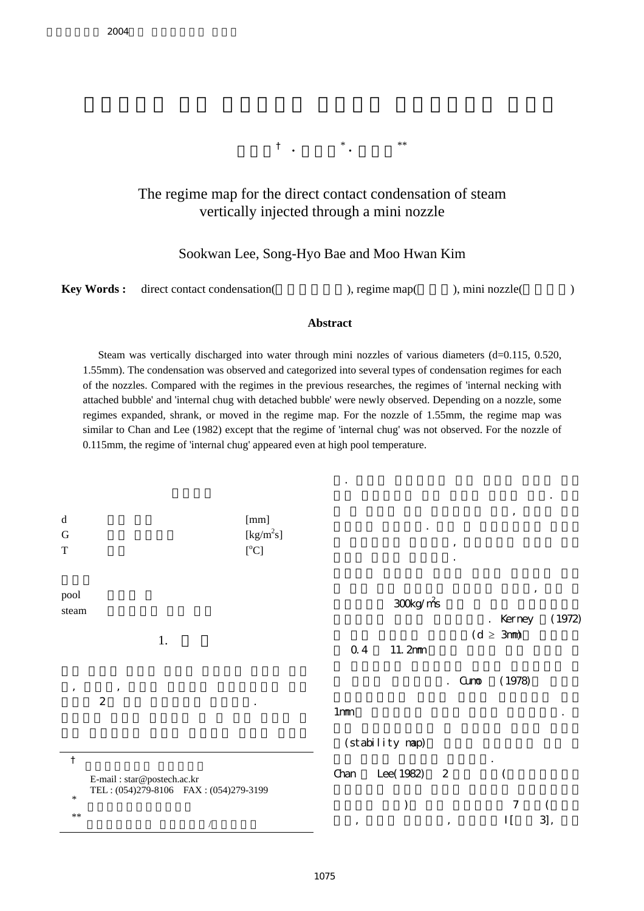# The regime map for the direct contact condensation of steam vertically injected through a mini nozzle

† · * · **

Sookwan Lee, Song-Hyo Bae and Moo Hwan Kim

**Key Words :** direct contact condensation( ), regime map( ), mini nozzle( )

### Abstract

Steam was vertically discharged into water through mini nozzles of various diameters (d=0.115, 0.520, 1.55mm). The condensation was observed and categorized into several types of condensation regimes for each of the nozzles. Compared with the regimes in the previous researches, the regimes of 'internal necking with attached bubble' and 'internal chug with detached bubble' were newly observed. Depending on a nozzle, some regimes expanded, shrank, or moved in the regime map. For the nozzle of 1.55mm, the regime map was similar to Chan and Lee (1982) except that the regime of 'internal chug' was not observed. For the nozzle of 0.115mm, the regime of 'internal chug' appeared even at high pool temperature.

| | | |
|---|---|---|
| d | | [mm] |
| G | | [$kg/m^2s$] |
| T | | [$^oC$] |

pool

steam

## 1.

, ,

2 .

† 

E-mail : star@postech.ac.kr

TEL : (054)279-8106 FAX : (054)279-3199

\*

\*\*

/

.

.

,

.

,

.

,

300kg/$m^2$s

. Kerney (1972)

(d ≥ 3mm)

0.4 11.2mm

. Cumo (1978)

1mm .

(stability map)

.

Chan Lee(1982) 2 (

) 7 (

, , I[ 3],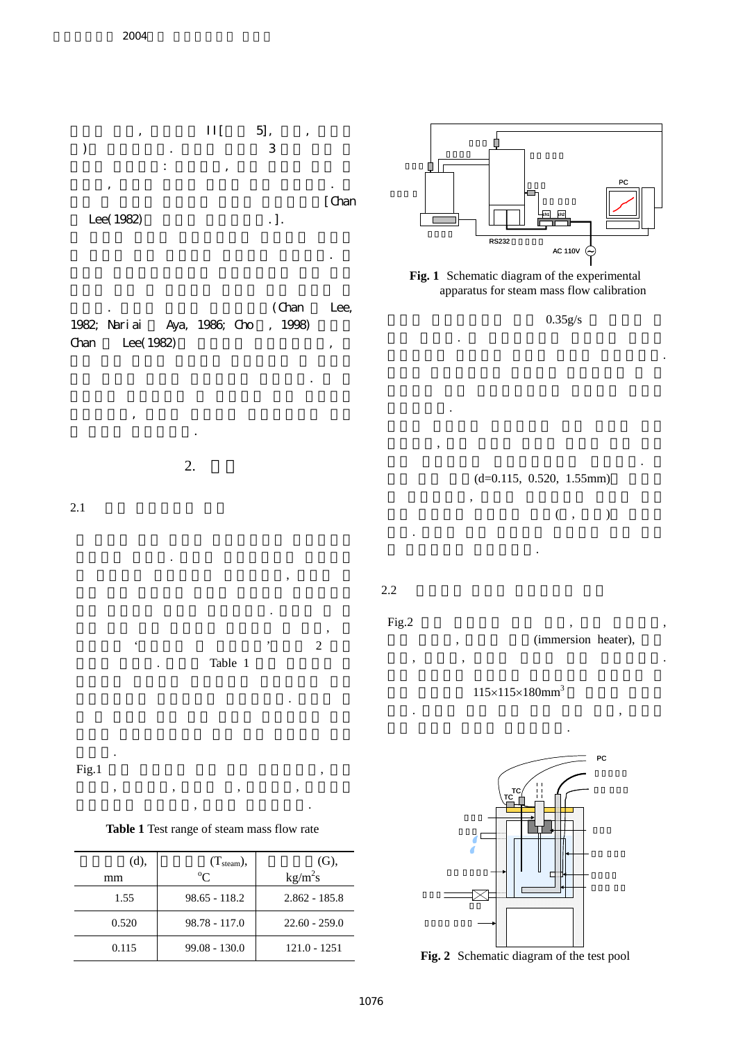, II[ 5], ,
) . 3
: ,
, .
[Chan
Lee(1982) .].

.

. (Chan Lee,
1982; Nariai Aya, 1986; Cho , 1998)
Chan Lee(1982) ,

.

, .

## 2.

### 2.1

.
,

.
,
' ' 2
. Table 1

.

.

Fig.1 ,
, , , ,
, .

**Table 1** Test range of steam mass flow rate

| (d), mm | ($T_{steam}$), $^oC$ | (G), $kg/m^2s$ |
|---|---|---|
| 1.55 | 98.65 - 118.2 | 2.862 - 185.8 |
| 0.520 | 98.78 - 117.0 | 22.60 - 259.0 |
| 0.115 | 99.08 - 130.0 | 121.0 - 1251 |

**Fig. 1** Schematic diagram of the experimental apparatus for steam mass flow calibration

0.35g/s
.
.

.

,
.
(d=0.115, 0.520, 1.55mm)
,
( , )
.
.

### 2.2

Fig.2 , ,
, (immersion heater),
, , .

$115\times115\times180mm^3$
. ,
.

**Fig. 2** Schematic diagram of the test pool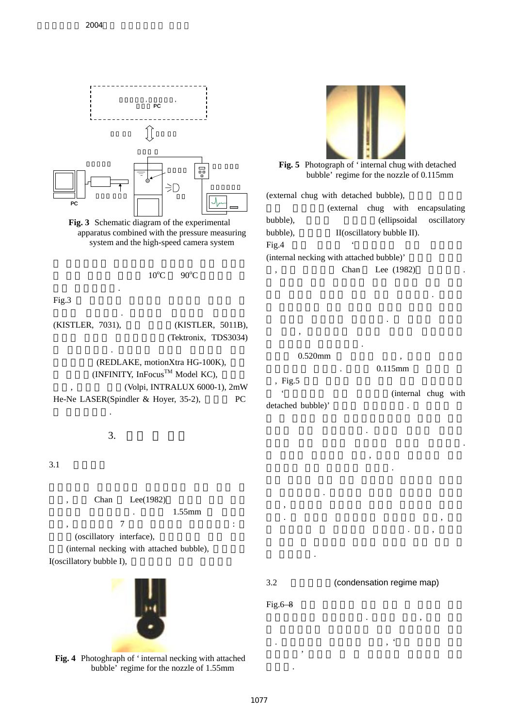Fig. 3 Schematic diagram of the experimental apparatus combined with the pressure measuring system and the high-speed camera system

10°C 90°C

.

Fig.3

.

(KISTLER, 7031), (KISTLER, 5011B), (Tektronix, TDS3034)

.

(REDLAKE, motionXtra HG-100K), (INFINITY, InFocus™ Model KC), , (Volpi, INTRALUX 6000-1), 2mW He-Ne LASER(Spindler & Hoyer, 35-2), PC

.

## 3.

### 3.1

, Chan Lee(1982) . 1.55mm , 7 : (oscillatory interface), (internal necking with attached bubble), I(oscillatory bubble I),

Fig. 4 Photoghraph of ‘internal necking with attached bubble’ regime for the nozzle of 1.55mm

Fig. 5 Photograph of ‘internal chug with detached bubble’ regime for the nozzle of 0.115mm

(external chug with detached bubble), (external chug with encapsulating bubble), (ellipsoidal oscillatory bubble), II(oscillatory bubble II).

Fig.4 ‘ (internal necking with attached bubble)’ , Chan Lee (1982) .

.

.

.

,

.

0.520mm ,

. 0.115mm , Fig.5 ‘ (internal chug with detached bubble)’ .

.

.

,

.

.

,

. ,

. ,

.

### 3.2 (condensation regime map)

Fig.6–8 . , . , ‘ ’ .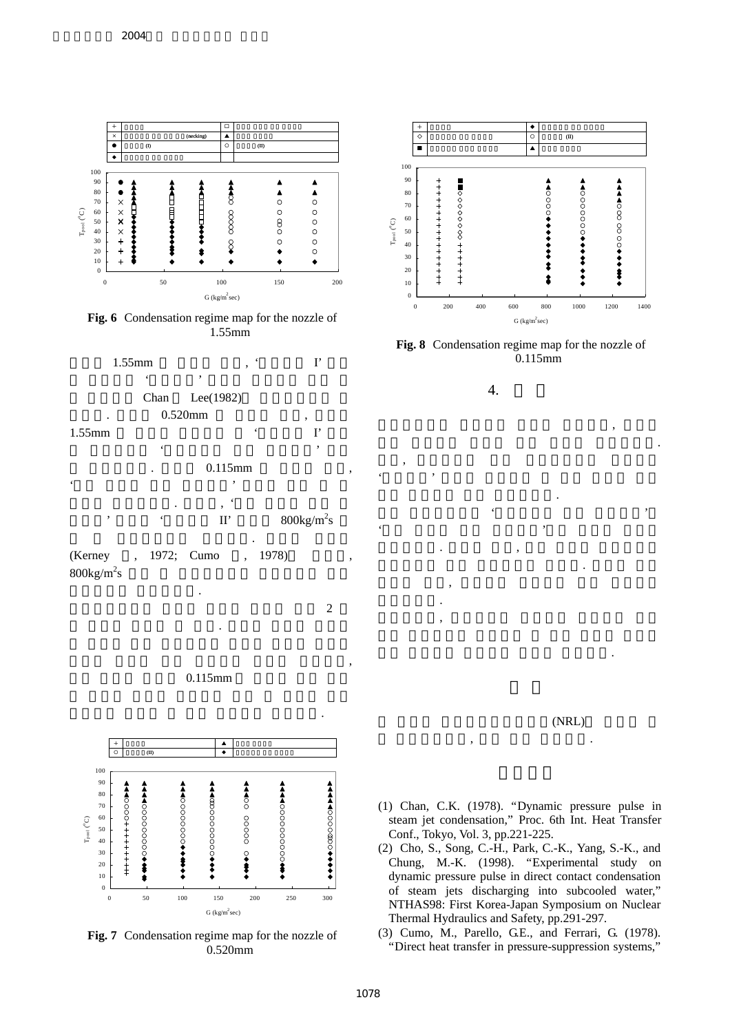**Fig. 6** Condensation regime map for the nozzle of 1.55mm

1.55mm , ' I' ' ' Chan Lee(1982) . 0.520mm , 1.55mm ' I' ' ' . 0.115mm , ' ' . , ' ' ' II' 800kg/m$^2$s . (Kerney , 1972; Cumo , 1978) , 800kg/m$^2$s .

2 . , 0.115mm .

**Fig. 7** Condensation regime map for the nozzle of 0.520mm

**Fig. 8** Condensation regime map for the nozzle of 0.115mm

## 4.

, . , ' ' . ' ' ' ' . , . , . , .

(NRL) , .

(1) Chan, C.K. (1978). "Dynamic pressure pulse in steam jet condensation," Proc. 6th Int. Heat Transfer Conf., Tokyo, Vol. 3, pp.221-225.

(2) Cho, S., Song, C.-H., Park, C.-K., Yang, S.-K., and Chung, M.-K. (1998). "Experimental study on dynamic pressure pulse in direct contact condensation of steam jets discharging into subcooled water," NTHAS98: First Korea-Japan Symposium on Nuclear Thermal Hydraulics and Safety, pp.291-297.

(3) Cumo, M., Parello, G.E., and Ferrari, G. (1978). "Direct heat transfer in pressure-suppression systems,"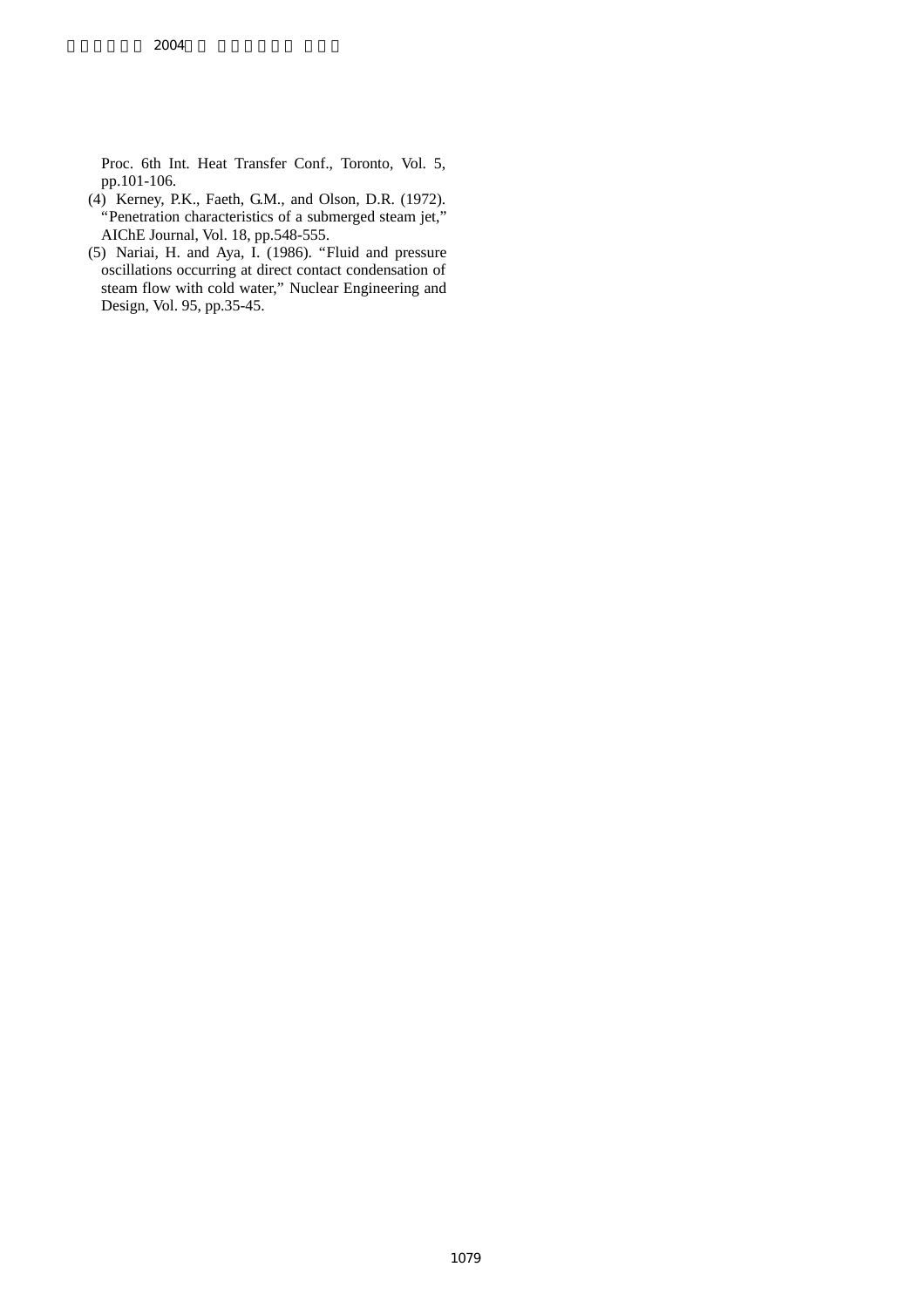Proc. 6th Int. Heat Transfer Conf., Toronto, Vol. 5, pp.101-106.

(4) Kerney, P.K., Faeth, G.M., and Olson, D.R. (1972). "Penetration characteristics of a submerged steam jet," AIChE Journal, Vol. 18, pp.548-555.

(5) Nariai, H. and Aya, I. (1986). "Fluid and pressure oscillations occurring at direct contact condensation of steam flow with cold water," Nuclear Engineering and Design, Vol. 95, pp.35-45.